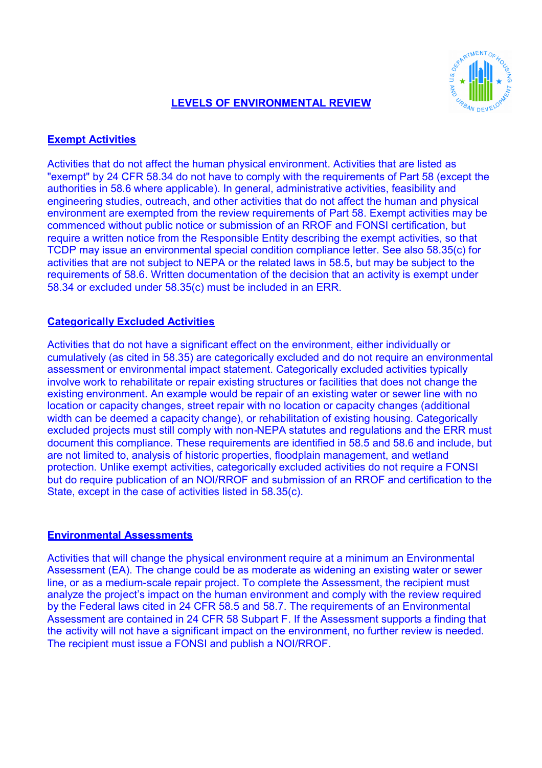# LEVELS OF ENVIRONMENTAL REVIEW

## Exempt Activities

Activities that do not affect the human physical environment. Activities that are listed as "exempt" by 24 CFR 58.34 do not have to comply with the requirements of Part 58 (except the authorities in 58.6 where applicable). In general, administrative activities, feasibility and engineering studies, outreach, and other activities that do not affect the human and physical environment are exempted from the review requirements of Part 58. Exempt activities may be commenced without public notice or submission of an RROF and FONSI certification, but require a written notice from the Responsible Entity describing the exempt activities, so that TCDP may issue an environmental special condition compliance letter. See also 58.35(c) for activities that are not subject to NEPA or the related laws in 58.5, but may be subject to the requirements of 58.6. Written documentation of the decision that an activity is exempt under 58.34 or excluded under 58.35(c) must be included in an ERR.

## Categorically Excluded Activities

Activities that do not have a significant effect on the environment, either individually or cumulatively (as cited in 58.35) are categorically excluded and do not require an environmental assessment or environmental impact statement. Categorically excluded activities typically involve work to rehabilitate or repair existing structures or facilities that does not change the existing environment. An example would be repair of an existing water or sewer line with no location or capacity changes, street repair with no location or capacity changes (additional width can be deemed a capacity change), or rehabilitation of existing housing. Categorically excluded projects must still comply with non-NEPA statutes and regulations and the ERR must document this compliance. These requirements are identified in 58.5 and 58.6 and include, but are not limited to, analysis of historic properties, floodplain management, and wetland protection. Unlike exempt activities, categorically excluded activities do not require a FONSI but do require publication of an NOI/RROF and submission of an RROF and certification to the State, except in the case of activities listed in 58.35(c).

## Environmental Assessments

Activities that will change the physical environment require at a minimum an Environmental Assessment (EA). The change could be as moderate as widening an existing water or sewer line, or as a medium-scale repair project. To complete the Assessment, the recipient must analyze the project's impact on the human environment and comply with the review required by the Federal laws cited in 24 CFR 58.5 and 58.7. The requirements of an Environmental Assessment are contained in 24 CFR 58 Subpart F. If the Assessment supports a finding that the activity will not have a significant impact on the environment, no further review is needed. The recipient must issue a FONSI and publish a NOI/RROF.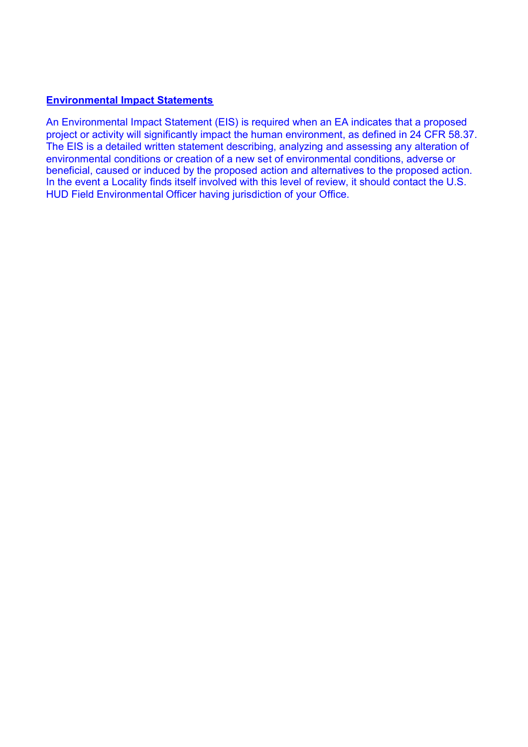## **Environmental Impact Statements**

An Environmental Impact Statement (EIS) is required when an EA indicates that a proposed project or activity will significantly impact the human environment, as defined in 24 CFR 58.37. The EIS is a detailed written statement describing, analyzing and assessing any alteration of environmental conditions or creation of a new set of environmental conditions, adverse or beneficial, caused or induced by the proposed action and alternatives to the proposed action. In the event a Locality finds itself involved with this level of review, it should contact the U.S. HUD Field Environmental Officer having jurisdiction of your Office.